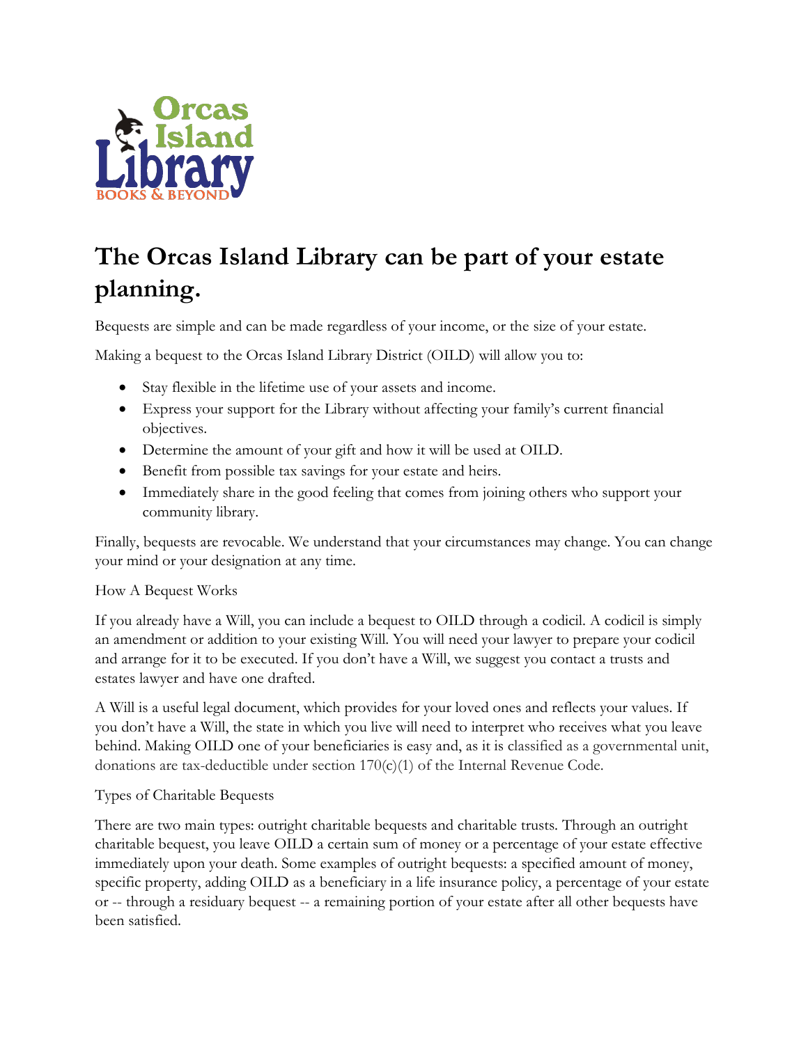# The Orcas Island Library can be part of your estate planning.

Bequests are simple and can be made regardless of your income, or the size of your estate.

Making a bequest to the Orcas Island Library District (OILD) will allow you to:

- Stay flexible in the lifetime use of your assets and income.
- Express your support for the Library without affecting your family's current financial objectives.
- Determine the amount of your gift and how it will be used at OILD.
- Benefit from possible tax savings for your estate and heirs.
- Immediately share in the good feeling that comes from joining others who support your community library.

Finally, bequests are revocable. We understand that your circumstances may change. You can change your mind or your designation at any time.

How A Bequest Works

If you already have a Will, you can include a bequest to OILD through a codicil. A codicil is simply an amendment or addition to your existing Will. You will need your lawyer to prepare your codicil and arrange for it to be executed. If you don't have a Will, we suggest you contact a trusts and estates lawyer and have one drafted.

A Will is a useful legal document, which provides for your loved ones and reflects your values. If you don't have a Will, the state in which you live will need to interpret who receives what you leave behind. Making OILD one of your beneficiaries is easy and, as it is classified as a governmental unit, donations are tax-deductible under section 170(c)(1) of the Internal Revenue Code.

Types of Charitable Bequests

There are two main types: outright charitable bequests and charitable trusts. Through an outright charitable bequest, you leave OILD a certain sum of money or a percentage of your estate effective immediately upon your death. Some examples of outright bequests: a specified amount of money, specific property, adding OILD as a beneficiary in a life insurance policy, a percentage of your estate or -- through a residuary bequest -- a remaining portion of your estate after all other bequests have been satisfied.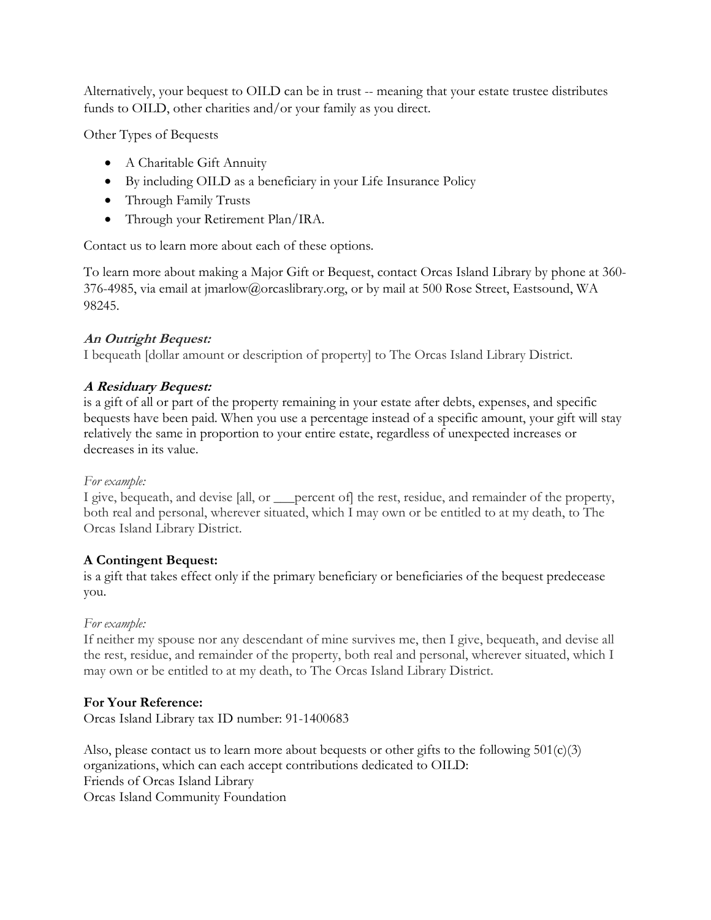Alternatively, your bequest to OILD can be in trust -- meaning that your estate trustee distributes funds to OILD, other charities and/or your family as you direct.

Other Types of Bequests

- A Charitable Gift Annuity
- By including OILD as a beneficiary in your Life Insurance Policy
- Through Family Trusts
- Through your Retirement Plan/IRA.

Contact us to learn more about each of these options.

To learn more about making a Major Gift or Bequest, contact Orcas Island Library by phone at 360-376-4985, via email at jmarlow@orcaslibrary.org, or by mail at 500 Rose Street, Eastsound, WA 98245.

***An Outright Bequest:***
I bequeath [dollar amount or description of property] to The Orcas Island Library District.

***A Residuary Bequest:***
is a gift of all or part of the property remaining in your estate after debts, expenses, and specific bequests have been paid. When you use a percentage instead of a specific amount, your gift will stay relatively the same in proportion to your entire estate, regardless of unexpected increases or decreases in its value.

*For example:*
I give, bequeath, and devise [all, or ___percent of] the rest, residue, and remainder of the property, both real and personal, wherever situated, which I may own or be entitled to at my death, to The Orcas Island Library District.

**A Contingent Bequest:**
is a gift that takes effect only if the primary beneficiary or beneficiaries of the bequest predecease you.

*For example:*
If neither my spouse nor any descendant of mine survives me, then I give, bequeath, and devise all the rest, residue, and remainder of the property, both real and personal, wherever situated, which I may own or be entitled to at my death, to The Orcas Island Library District.

**For Your Reference:**
Orcas Island Library tax ID number: 91-1400683

Also, please contact us to learn more about bequests or other gifts to the following 501(c)(3) organizations, which can each accept contributions dedicated to OILD:
Friends of Orcas Island Library
Orcas Island Community Foundation